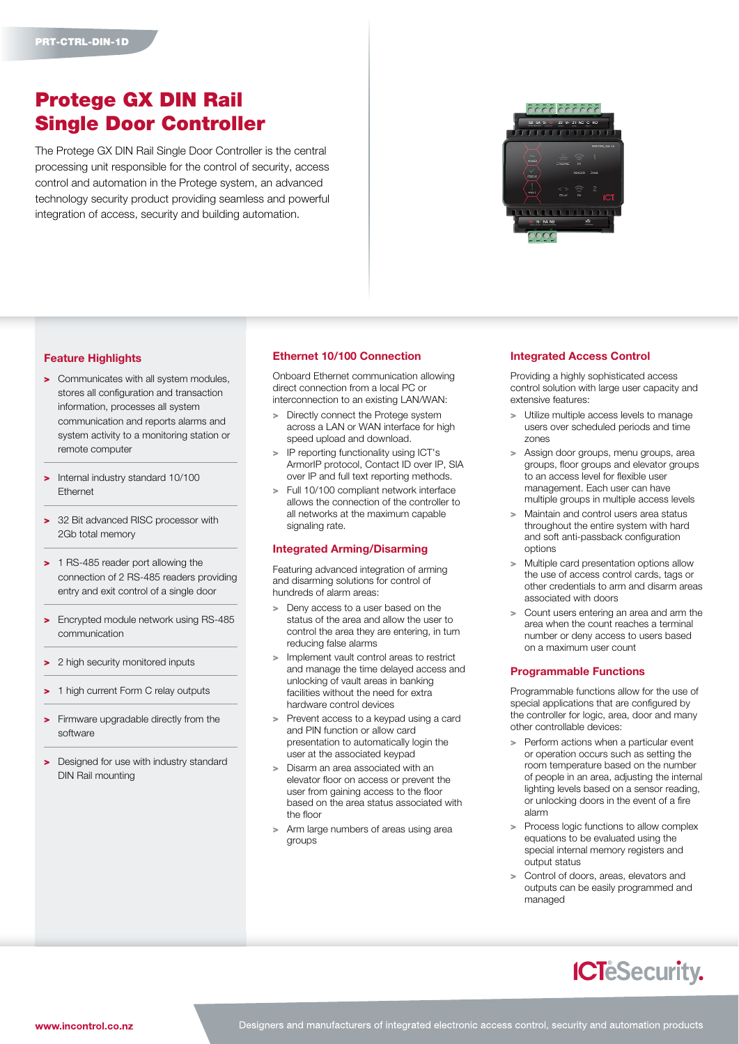PRT-CTRL-DIN-1D

# Protege GX DIN Rail Single Door Controller

The Protege GX DIN Rail Single Door Controller is the central processing unit responsible for the control of security, access control and automation in the Protege system, an advanced technology security product providing seamless and powerful integration of access, security and building automation.

## Feature Highlights

- Communicates with all system modules, stores all configuration and transaction information, processes all system communication and reports alarms and system activity to a monitoring station or remote computer
- Internal industry standard 10/100 Ethernet
- 32 Bit advanced RISC processor with 2Gb total memory
- 1 RS-485 reader port allowing the connection of 2 RS-485 readers providing entry and exit control of a single door
- Encrypted module network using RS-485 communication
- 2 high security monitored inputs
- 1 high current Form C relay outputs
- Firmware upgradable directly from the software
- Designed for use with industry standard DIN Rail mounting

## Ethernet 10/100 Connection

Onboard Ethernet communication allowing direct connection from a local PC or interconnection to an existing LAN/WAN:

- Directly connect the Protege system across a LAN or WAN interface for high speed upload and download.
- IP reporting functionality using ICT's ArmorIP protocol, Contact ID over IP, SIA over IP and full text reporting methods.
- Full 10/100 compliant network interface allows the connection of the controller to all networks at the maximum capable signaling rate.

## Integrated Arming/Disarming

Featuring advanced integration of arming and disarming solutions for control of hundreds of alarm areas:

- Deny access to a user based on the status of the area and allow the user to control the area they are entering, in turn reducing false alarms
- Implement vault control areas to restrict and manage the time delayed access and unlocking of vault areas in banking facilities without the need for extra hardware control devices
- Prevent access to a keypad using a card and PIN function or allow card presentation to automatically login the user at the associated keypad
- Disarm an area associated with an elevator floor on access or prevent the user from gaining access to the floor based on the area status associated with the floor
- Arm large numbers of areas using area groups

## Integrated Access Control

Providing a highly sophisticated access control solution with large user capacity and extensive features:

- Utilize multiple access levels to manage users over scheduled periods and time zones
- Assign door groups, menu groups, area groups, floor groups and elevator groups to an access level for flexible user management. Each user can have multiple groups in multiple access levels
- Maintain and control users area status throughout the entire system with hard and soft anti-passback configuration options
- Multiple card presentation options allow the use of access control cards, tags or other credentials to arm and disarm areas associated with doors
- Count users entering an area and arm the area when the count reaches a terminal number or deny access to users based on a maximum user count

## Programmable Functions

Programmable functions allow for the use of special applications that are configured by the controller for logic, area, door and many other controllable devices:

- Perform actions when a particular event or operation occurs such as setting the room temperature based on the number of people in an area, adjusting the internal lighting levels based on a sensor reading, or unlocking doors in the event of a fire alarm
- Process logic functions to allow complex equations to be evaluated using the special internal memory registers and output status
- Control of doors, areas, elevators and outputs can be easily programmed and managed

ICT eSecurity.

www.incontrol.co.nz

Designers and manufacturers of integrated electronic access control, security and automation products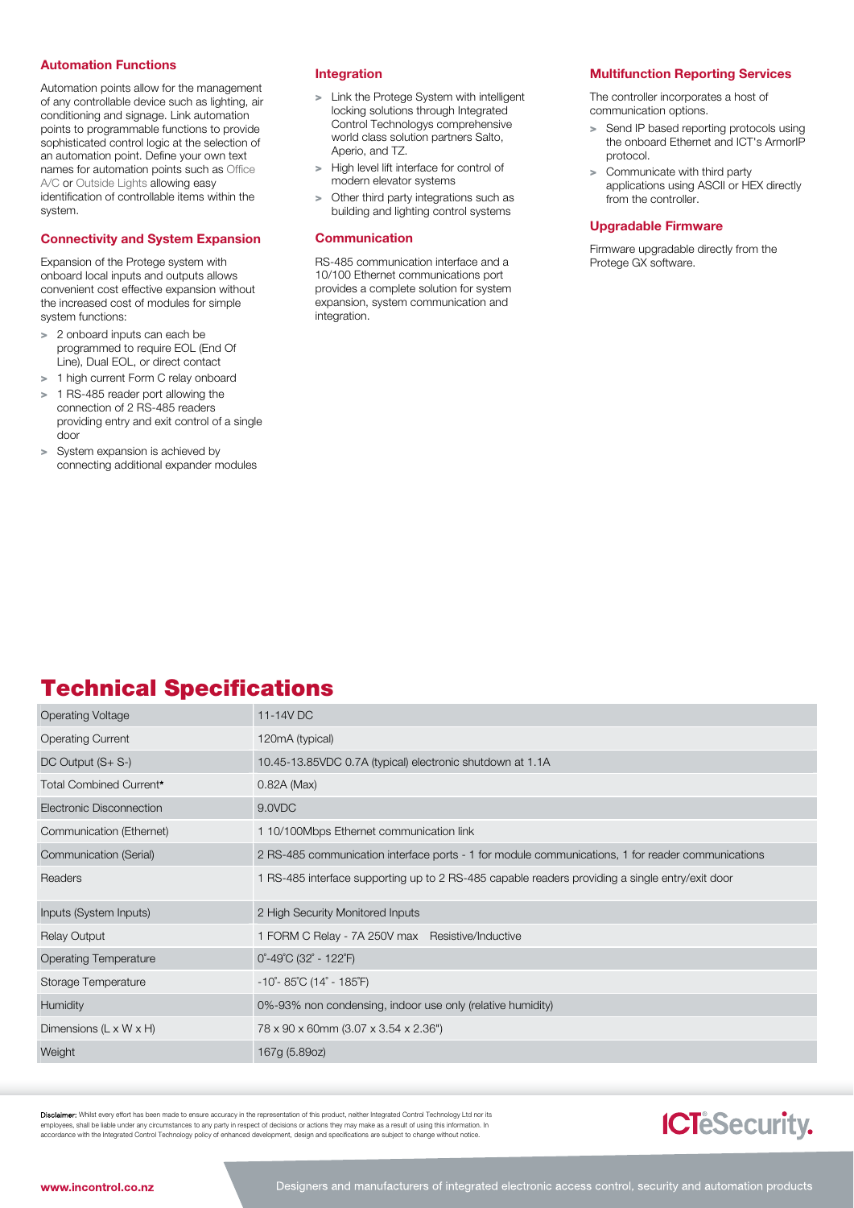### Automation Functions

Automation points allow for the management of any controllable device such as lighting, air conditioning and signage. Link automation points to programmable functions to provide sophisticated control logic at the selection of an automation point. Define your own text names for automation points such as Office A/C or Outside Lights allowing easy identification of controllable items within the system.

### Connectivity and System Expansion

Expansion of the Protege system with onboard local inputs and outputs allows convenient cost effective expansion without the increased cost of modules for simple system functions:

- 2 onboard inputs can each be programmed to require EOL (End Of Line), Dual EOL, or direct contact
- 1 high current Form C relay onboard
- 1 RS-485 reader port allowing the connection of 2 RS-485 readers providing entry and exit control of a single door
- System expansion is achieved by connecting additional expander modules

### Integration

- Link the Protege System with intelligent locking solutions through Integrated Control Technologys comprehensive world class solution partners Salto, Aperio, and TZ.
- High level lift interface for control of modern elevator systems
- Other third party integrations such as building and lighting control systems

### Communication

RS-485 communication interface and a 10/100 Ethernet communications port provides a complete solution for system expansion, system communication and integration.

### Multifunction Reporting Services

The controller incorporates a host of communication options.

- Send IP based reporting protocols using the onboard Ethernet and ICT's ArmorIP protocol.
- Communicate with third party applications using ASCII or HEX directly from the controller.

### Upgradable Firmware

Firmware upgradable directly from the Protege GX software.

## Technical Specifications

| | |
|---|---|
| Operating Voltage | 11-14V DC |
| Operating Current | 120mA (typical) |
| DC Output (S+ S-) | 10.45-13.85VDC 0.7A (typical) electronic shutdown at 1.1A |
| Total Combined Current* | 0.82A (Max) |
| Electronic Disconnection | 9.0VDC |
| Communication (Ethernet) | 1 10/100Mbps Ethernet communication link |
| Communication (Serial) | 2 RS-485 communication interface ports - 1 for module communications, 1 for reader communications |
| Readers | 1 RS-485 interface supporting up to 2 RS-485 capable readers providing a single entry/exit door |
| Inputs (System Inputs) | 2 High Security Monitored Inputs |
| Relay Output | 1 FORM C Relay - 7A 250V max Resistive/Inductive |
| Operating Temperature | 0˚-49˚C (32˚ - 122˚F) |
| Storage Temperature | -10˚- 85˚C (14˚ - 185˚F) |
| Humidity | 0%-93% non condensing, indoor use only (relative humidity) |
| Dimensions (L x W x H) | 78 x 90 x 60mm (3.07 x 3.54 x 2.36") |
| Weight | 167g (5.89oz) |

**Disclaimer:** Whilst every effort has been made to ensure accuracy in the representation of this product, neither Integrated Control Technology Ltd nor its employees, shall be liable under any circumstances to any party in respect of decisions or actions they may make as a result of using this information. In accordance with the Integrated Control Technology policy of enhanced development, design and specifications are subject to change without notice.

ICTeSecurity.

www.incontrol.co.nz

Designers and manufacturers of integrated electronic access control, security and automation products